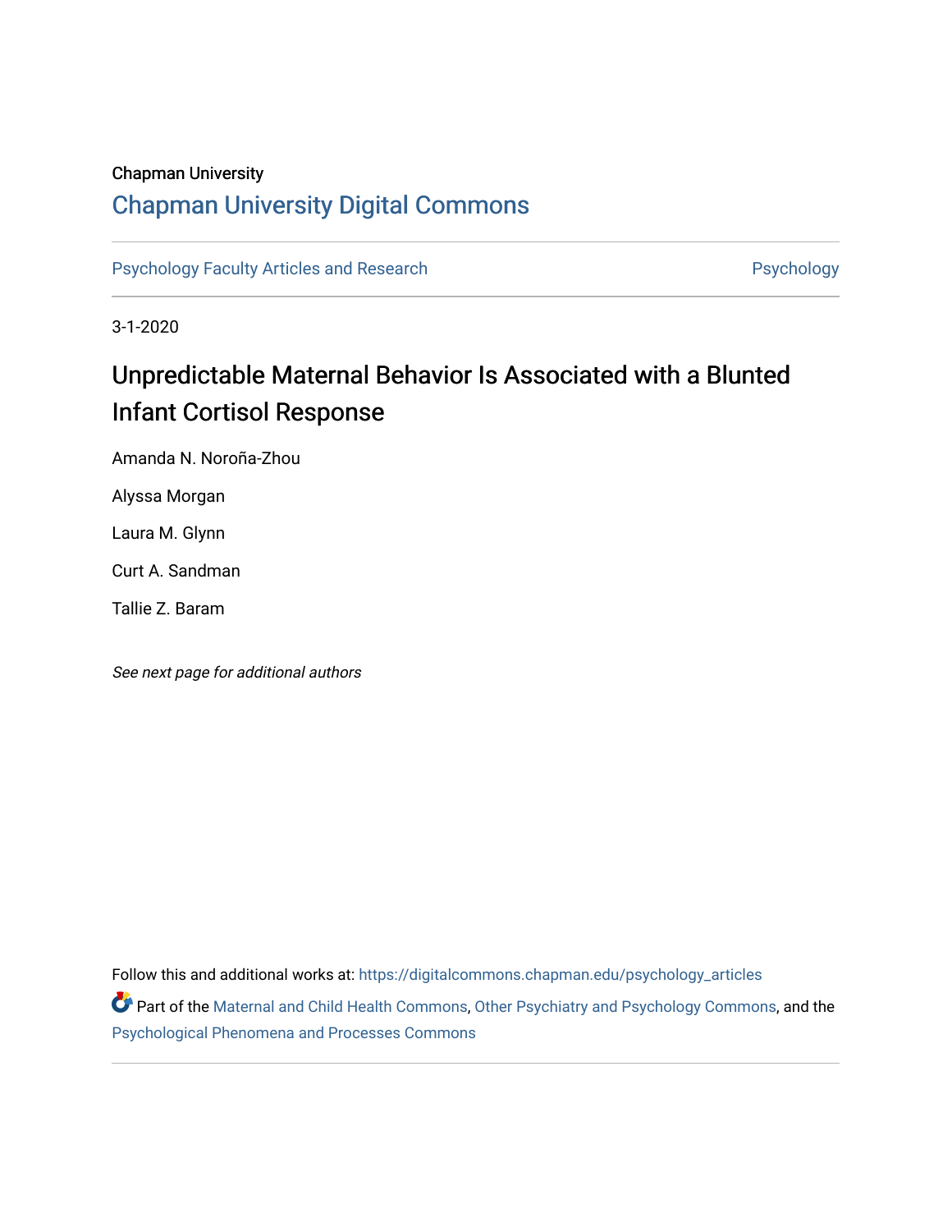Chapman University

## Chapman University Digital Commons

Psychology Faculty Articles and Research

Psychology

3-1-2020

# Unpredictable Maternal Behavior Is Associated with a Blunted Infant Cortisol Response

Amanda N. Noroña-Zhou

Alyssa Morgan

Laura M. Glynn

Curt A. Sandman

Tallie Z. Baram

*See next page for additional authors*

Follow this and additional works at: https://digitalcommons.chapman.edu/psychology_articles

Part of the Maternal and Child Health Commons, Other Psychiatry and Psychology Commons, and the Psychological Phenomena and Processes Commons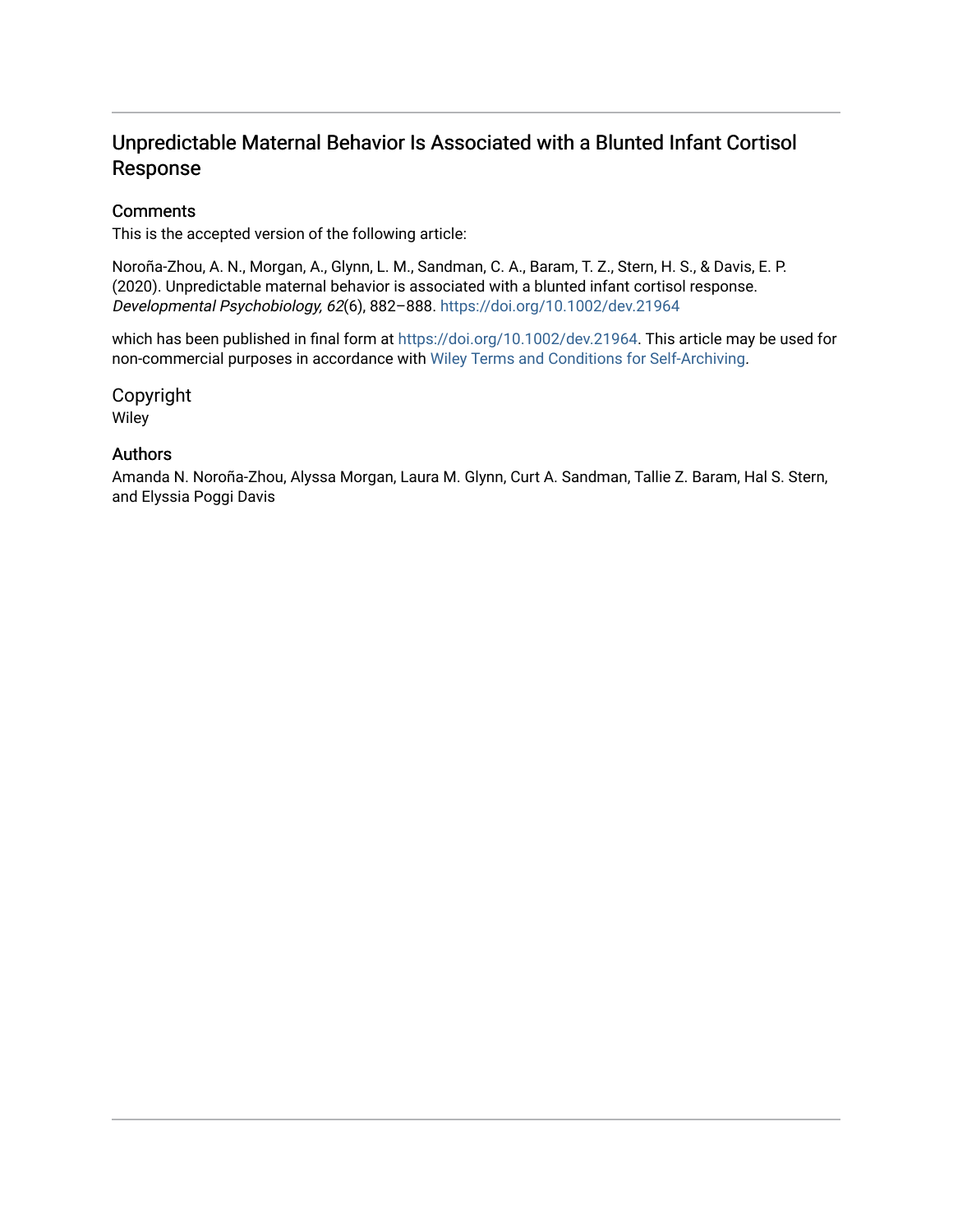# Unpredictable Maternal Behavior Is Associated with a Blunted Infant Cortisol Response

## Comments

This is the accepted version of the following article:

Noroña-Zhou, A. N., Morgan, A., Glynn, L. M., Sandman, C. A., Baram, T. Z., Stern, H. S., & Davis, E. P. (2020). Unpredictable maternal behavior is associated with a blunted infant cortisol response. *Developmental Psychobiology, 62*(6), 882–888. https://doi.org/10.1002/dev.21964

which has been published in final form at https://doi.org/10.1002/dev.21964. This article may be used for non-commercial purposes in accordance with Wiley Terms and Conditions for Self-Archiving.

## Copyright

Wiley

## Authors

Amanda N. Noroña-Zhou, Alyssa Morgan, Laura M. Glynn, Curt A. Sandman, Tallie Z. Baram, Hal S. Stern, and Elyssia Poggi Davis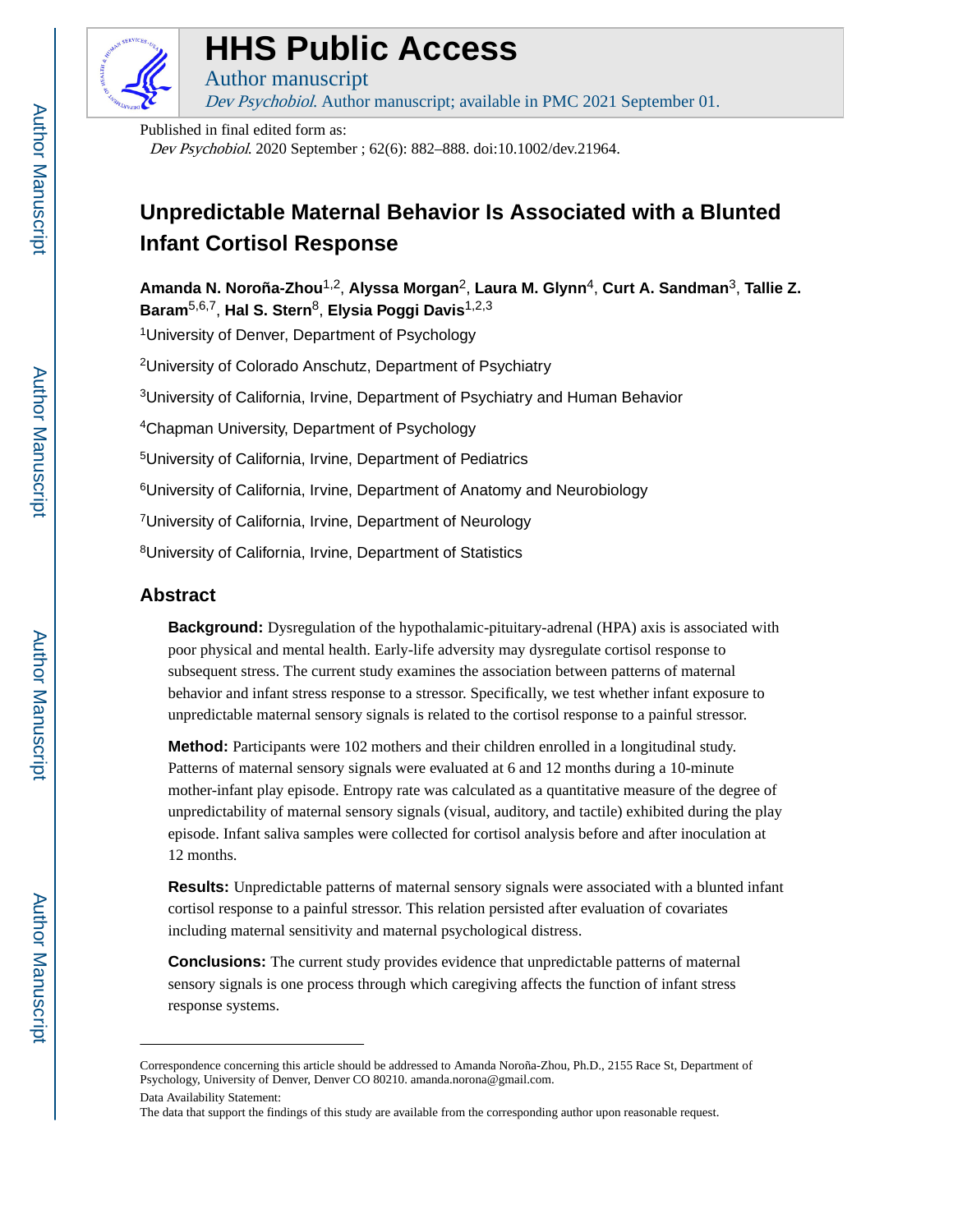# HHS Public Access

Author manuscript

*Dev Psychobiol*. Author manuscript; available in PMC 2021 September 01.

Published in final edited form as:

*Dev Psychobiol*. 2020 September ; 62(6): 882–888. doi:10.1002/dev.21964.

# Unpredictable Maternal Behavior Is Associated with a Blunted Infant Cortisol Response

**Amanda N. Noroña-Zhou**[1,2], **Alyssa Morgan**[2], **Laura M. Glynn**[4], **Curt A. Sandman**[3], **Tallie Z. Baram**[5,6,7], **Hal S. Stern**[8], **Elysia Poggi Davis**[1,2,3]

[1]University of Denver, Department of Psychology

[2]University of Colorado Anschutz, Department of Psychiatry

[3]University of California, Irvine, Department of Psychiatry and Human Behavior

[4]Chapman University, Department of Psychology

[5]University of California, Irvine, Department of Pediatrics

[6]University of California, Irvine, Department of Anatomy and Neurobiology

[7]University of California, Irvine, Department of Neurology

[8]University of California, Irvine, Department of Statistics

## Abstract

**Background:** Dysregulation of the hypothalamic-pituitary-adrenal (HPA) axis is associated with poor physical and mental health. Early-life adversity may dysregulate cortisol response to subsequent stress. The current study examines the association between patterns of maternal behavior and infant stress response to a stressor. Specifically, we test whether infant exposure to unpredictable maternal sensory signals is related to the cortisol response to a painful stressor.

**Method:** Participants were 102 mothers and their children enrolled in a longitudinal study. Patterns of maternal sensory signals were evaluated at 6 and 12 months during a 10-minute mother-infant play episode. Entropy rate was calculated as a quantitative measure of the degree of unpredictability of maternal sensory signals (visual, auditory, and tactile) exhibited during the play episode. Infant saliva samples were collected for cortisol analysis before and after inoculation at 12 months.

**Results:** Unpredictable patterns of maternal sensory signals were associated with a blunted infant cortisol response to a painful stressor. This relation persisted after evaluation of covariates including maternal sensitivity and maternal psychological distress.

**Conclusions:** The current study provides evidence that unpredictable patterns of maternal sensory signals is one process through which caregiving affects the function of infant stress response systems.

---

Correspondence concerning this article should be addressed to Amanda Noroña-Zhou, Ph.D., 2155 Race St, Department of Psychology, University of Denver, Denver CO 80210. amanda.norona@gmail.com.

Data Availability Statement:

The data that support the findings of this study are available from the corresponding author upon reasonable request.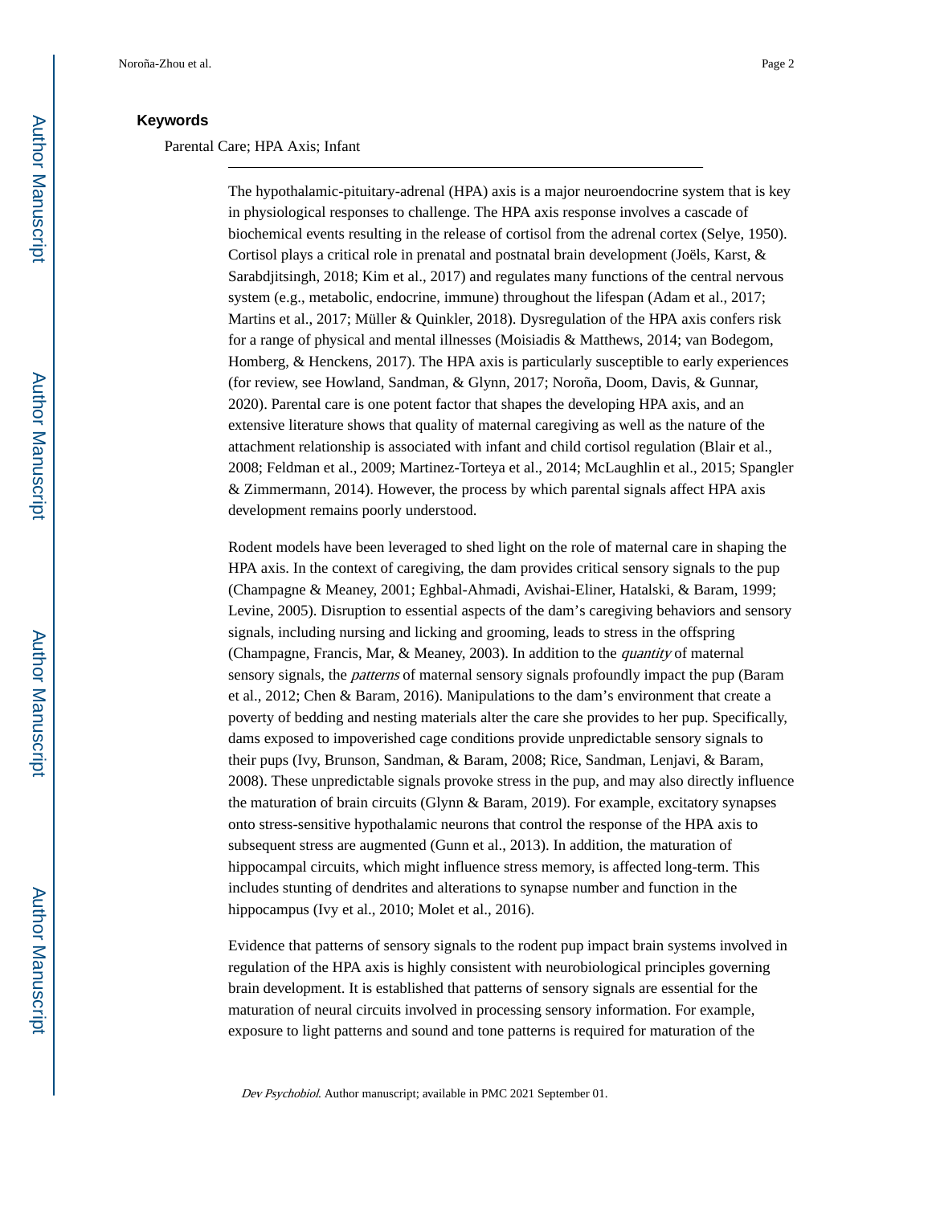## Keywords

Parental Care; HPA Axis; Infant

---

The hypothalamic-pituitary-adrenal (HPA) axis is a major neuroendocrine system that is key in physiological responses to challenge. The HPA axis response involves a cascade of biochemical events resulting in the release of cortisol from the adrenal cortex (Selye, 1950). Cortisol plays a critical role in prenatal and postnatal brain development (Joëls, Karst, & Sarabdjitsingh, 2018; Kim et al., 2017) and regulates many functions of the central nervous system (e.g., metabolic, endocrine, immune) throughout the lifespan (Adam et al., 2017; Martins et al., 2017; Müller & Quinkler, 2018). Dysregulation of the HPA axis confers risk for a range of physical and mental illnesses (Moisiadis & Matthews, 2014; van Bodegom, Homberg, & Henckens, 2017). The HPA axis is particularly susceptible to early experiences (for review, see Howland, Sandman, & Glynn, 2017; Noroña, Doom, Davis, & Gunnar, 2020). Parental care is one potent factor that shapes the developing HPA axis, and an extensive literature shows that quality of maternal caregiving as well as the nature of the attachment relationship is associated with infant and child cortisol regulation (Blair et al., 2008; Feldman et al., 2009; Martinez-Torteya et al., 2014; McLaughlin et al., 2015; Spangler & Zimmermann, 2014). However, the process by which parental signals affect HPA axis development remains poorly understood.

Rodent models have been leveraged to shed light on the role of maternal care in shaping the HPA axis. In the context of caregiving, the dam provides critical sensory signals to the pup (Champagne & Meaney, 2001; Eghbal-Ahmadi, Avishai-Eliner, Hatalski, & Baram, 1999; Levine, 2005). Disruption to essential aspects of the dam's caregiving behaviors and sensory signals, including nursing and licking and grooming, leads to stress in the offspring (Champagne, Francis, Mar, & Meaney, 2003). In addition to the *quantity* of maternal sensory signals, the *patterns* of maternal sensory signals profoundly impact the pup (Baram et al., 2012; Chen & Baram, 2016). Manipulations to the dam's environment that create a poverty of bedding and nesting materials alter the care she provides to her pup. Specifically, dams exposed to impoverished cage conditions provide unpredictable sensory signals to their pups (Ivy, Brunson, Sandman, & Baram, 2008; Rice, Sandman, Lenjavi, & Baram, 2008). These unpredictable signals provoke stress in the pup, and may also directly influence the maturation of brain circuits (Glynn & Baram, 2019). For example, excitatory synapses onto stress-sensitive hypothalamic neurons that control the response of the HPA axis to subsequent stress are augmented (Gunn et al., 2013). In addition, the maturation of hippocampal circuits, which might influence stress memory, is affected long-term. This includes stunting of dendrites and alterations to synapse number and function in the hippocampus (Ivy et al., 2010; Molet et al., 2016).

Evidence that patterns of sensory signals to the rodent pup impact brain systems involved in regulation of the HPA axis is highly consistent with neurobiological principles governing brain development. It is established that patterns of sensory signals are essential for the maturation of neural circuits involved in processing sensory information. For example, exposure to light patterns and sound and tone patterns is required for maturation of the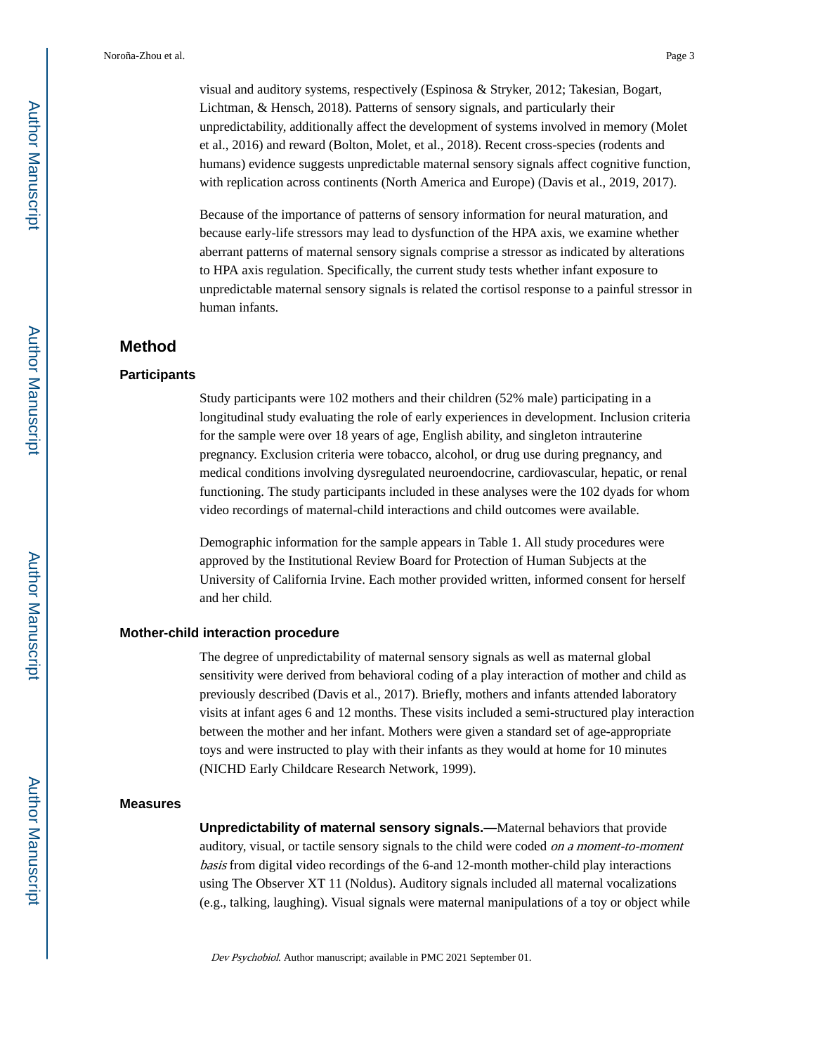visual and auditory systems, respectively (Espinosa & Stryker, 2012; Takesian, Bogart, Lichtman, & Hensch, 2018). Patterns of sensory signals, and particularly their unpredictability, additionally affect the development of systems involved in memory (Molet et al., 2016) and reward (Bolton, Molet, et al., 2018). Recent cross-species (rodents and humans) evidence suggests unpredictable maternal sensory signals affect cognitive function, with replication across continents (North America and Europe) (Davis et al., 2019, 2017).

Because of the importance of patterns of sensory information for neural maturation, and because early-life stressors may lead to dysfunction of the HPA axis, we examine whether aberrant patterns of maternal sensory signals comprise a stressor as indicated by alterations to HPA axis regulation. Specifically, the current study tests whether infant exposure to unpredictable maternal sensory signals is related the cortisol response to a painful stressor in human infants.

## Method

### Participants

Study participants were 102 mothers and their children (52% male) participating in a longitudinal study evaluating the role of early experiences in development. Inclusion criteria for the sample were over 18 years of age, English ability, and singleton intrauterine pregnancy. Exclusion criteria were tobacco, alcohol, or drug use during pregnancy, and medical conditions involving dysregulated neuroendocrine, cardiovascular, hepatic, or renal functioning. The study participants included in these analyses were the 102 dyads for whom video recordings of maternal-child interactions and child outcomes were available.

Demographic information for the sample appears in Table 1. All study procedures were approved by the Institutional Review Board for Protection of Human Subjects at the University of California Irvine. Each mother provided written, informed consent for herself and her child.

### Mother-child interaction procedure

The degree of unpredictability of maternal sensory signals as well as maternal global sensitivity were derived from behavioral coding of a play interaction of mother and child as previously described (Davis et al., 2017). Briefly, mothers and infants attended laboratory visits at infant ages 6 and 12 months. These visits included a semi-structured play interaction between the mother and her infant. Mothers were given a standard set of age-appropriate toys and were instructed to play with their infants as they would at home for 10 minutes (NICHD Early Childcare Research Network, 1999).

### Measures

**Unpredictability of maternal sensory signals.—**Maternal behaviors that provide auditory, visual, or tactile sensory signals to the child were coded *on a moment-to-moment basis* from digital video recordings of the 6-and 12-month mother-child play interactions using The Observer XT 11 (Noldus). Auditory signals included all maternal vocalizations (e.g., talking, laughing). Visual signals were maternal manipulations of a toy or object while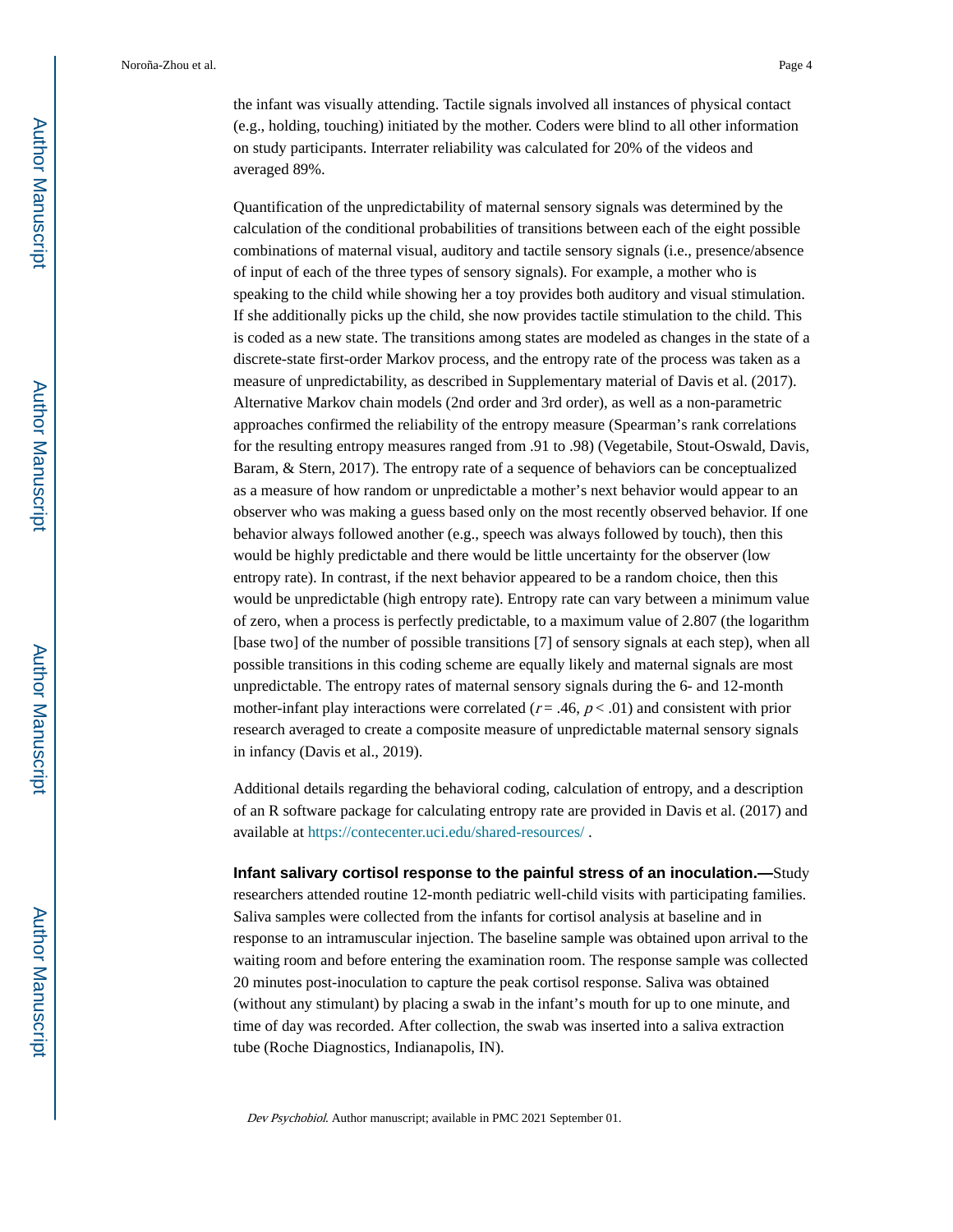the infant was visually attending. Tactile signals involved all instances of physical contact (e.g., holding, touching) initiated by the mother. Coders were blind to all other information on study participants. Interrater reliability was calculated for 20% of the videos and averaged 89%.

Quantification of the unpredictability of maternal sensory signals was determined by the calculation of the conditional probabilities of transitions between each of the eight possible combinations of maternal visual, auditory and tactile sensory signals (i.e., presence/absence of input of each of the three types of sensory signals). For example, a mother who is speaking to the child while showing her a toy provides both auditory and visual stimulation. If she additionally picks up the child, she now provides tactile stimulation to the child. This is coded as a new state. The transitions among states are modeled as changes in the state of a discrete-state first-order Markov process, and the entropy rate of the process was taken as a measure of unpredictability, as described in Supplementary material of Davis et al. (2017). Alternative Markov chain models (2nd order and 3rd order), as well as a non-parametric approaches confirmed the reliability of the entropy measure (Spearman's rank correlations for the resulting entropy measures ranged from .91 to .98) (Vegetabile, Stout-Oswald, Davis, Baram, & Stern, 2017). The entropy rate of a sequence of behaviors can be conceptualized as a measure of how random or unpredictable a mother's next behavior would appear to an observer who was making a guess based only on the most recently observed behavior. If one behavior always followed another (e.g., speech was always followed by touch), then this would be highly predictable and there would be little uncertainty for the observer (low entropy rate). In contrast, if the next behavior appeared to be a random choice, then this would be unpredictable (high entropy rate). Entropy rate can vary between a minimum value of zero, when a process is perfectly predictable, to a maximum value of 2.807 (the logarithm [base two] of the number of possible transitions [7] of sensory signals at each step), when all possible transitions in this coding scheme are equally likely and maternal signals are most unpredictable. The entropy rates of maternal sensory signals during the 6- and 12-month mother-infant play interactions were correlated ($r = .46$, $p < .01$) and consistent with prior research averaged to create a composite measure of unpredictable maternal sensory signals in infancy (Davis et al., 2019).

Additional details regarding the behavioral coding, calculation of entropy, and a description of an R software package for calculating entropy rate are provided in Davis et al. (2017) and available at https://contecenter.uci.edu/shared-resources/ .

**Infant salivary cortisol response to the painful stress of an inoculation.—**Study researchers attended routine 12-month pediatric well-child visits with participating families. Saliva samples were collected from the infants for cortisol analysis at baseline and in response to an intramuscular injection. The baseline sample was obtained upon arrival to the waiting room and before entering the examination room. The response sample was collected 20 minutes post-inoculation to capture the peak cortisol response. Saliva was obtained (without any stimulant) by placing a swab in the infant's mouth for up to one minute, and time of day was recorded. After collection, the swab was inserted into a saliva extraction tube (Roche Diagnostics, Indianapolis, IN).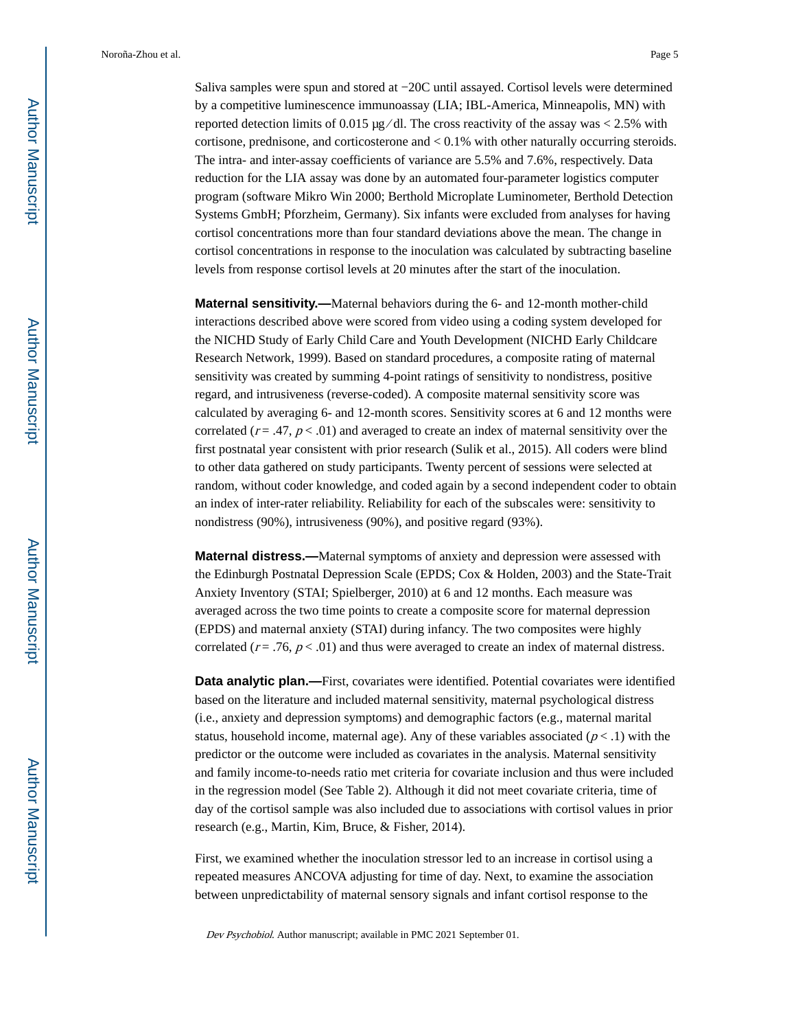Saliva samples were spun and stored at −20C until assayed. Cortisol levels were determined by a competitive luminescence immunoassay (LIA; IBL-America, Minneapolis, MN) with reported detection limits of 0.015 μg/dl. The cross reactivity of the assay was < 2.5% with cortisone, prednisone, and corticosterone and < 0.1% with other naturally occurring steroids. The intra- and inter-assay coefficients of variance are 5.5% and 7.6%, respectively. Data reduction for the LIA assay was done by an automated four-parameter logistics computer program (software Mikro Win 2000; Berthold Microplate Luminometer, Berthold Detection Systems GmbH; Pforzheim, Germany). Six infants were excluded from analyses for having cortisol concentrations more than four standard deviations above the mean. The change in cortisol concentrations in response to the inoculation was calculated by subtracting baseline levels from response cortisol levels at 20 minutes after the start of the inoculation.

**Maternal sensitivity.—**Maternal behaviors during the 6- and 12-month mother-child interactions described above were scored from video using a coding system developed for the NICHD Study of Early Child Care and Youth Development (NICHD Early Childcare Research Network, 1999). Based on standard procedures, a composite rating of maternal sensitivity was created by summing 4-point ratings of sensitivity to nondistress, positive regard, and intrusiveness (reverse-coded). A composite maternal sensitivity score was calculated by averaging 6- and 12-month scores. Sensitivity scores at 6 and 12 months were correlated ($r = .47$, $p < .01$) and averaged to create an index of maternal sensitivity over the first postnatal year consistent with prior research (Sulik et al., 2015). All coders were blind to other data gathered on study participants. Twenty percent of sessions were selected at random, without coder knowledge, and coded again by a second independent coder to obtain an index of inter-rater reliability. Reliability for each of the subscales were: sensitivity to nondistress (90%), intrusiveness (90%), and positive regard (93%).

**Maternal distress.—**Maternal symptoms of anxiety and depression were assessed with the Edinburgh Postnatal Depression Scale (EPDS; Cox & Holden, 2003) and the State-Trait Anxiety Inventory (STAI; Spielberger, 2010) at 6 and 12 months. Each measure was averaged across the two time points to create a composite score for maternal depression (EPDS) and maternal anxiety (STAI) during infancy. The two composites were highly correlated ($r = .76$, $p < .01$) and thus were averaged to create an index of maternal distress.

**Data analytic plan.—**First, covariates were identified. Potential covariates were identified based on the literature and included maternal sensitivity, maternal psychological distress (i.e., anxiety and depression symptoms) and demographic factors (e.g., maternal marital status, household income, maternal age). Any of these variables associated ($p < .1$) with the predictor or the outcome were included as covariates in the analysis. Maternal sensitivity and family income-to-needs ratio met criteria for covariate inclusion and thus were included in the regression model (See Table 2). Although it did not meet covariate criteria, time of day of the cortisol sample was also included due to associations with cortisol values in prior research (e.g., Martin, Kim, Bruce, & Fisher, 2014).

First, we examined whether the inoculation stressor led to an increase in cortisol using a repeated measures ANCOVA adjusting for time of day. Next, to examine the association between unpredictability of maternal sensory signals and infant cortisol response to the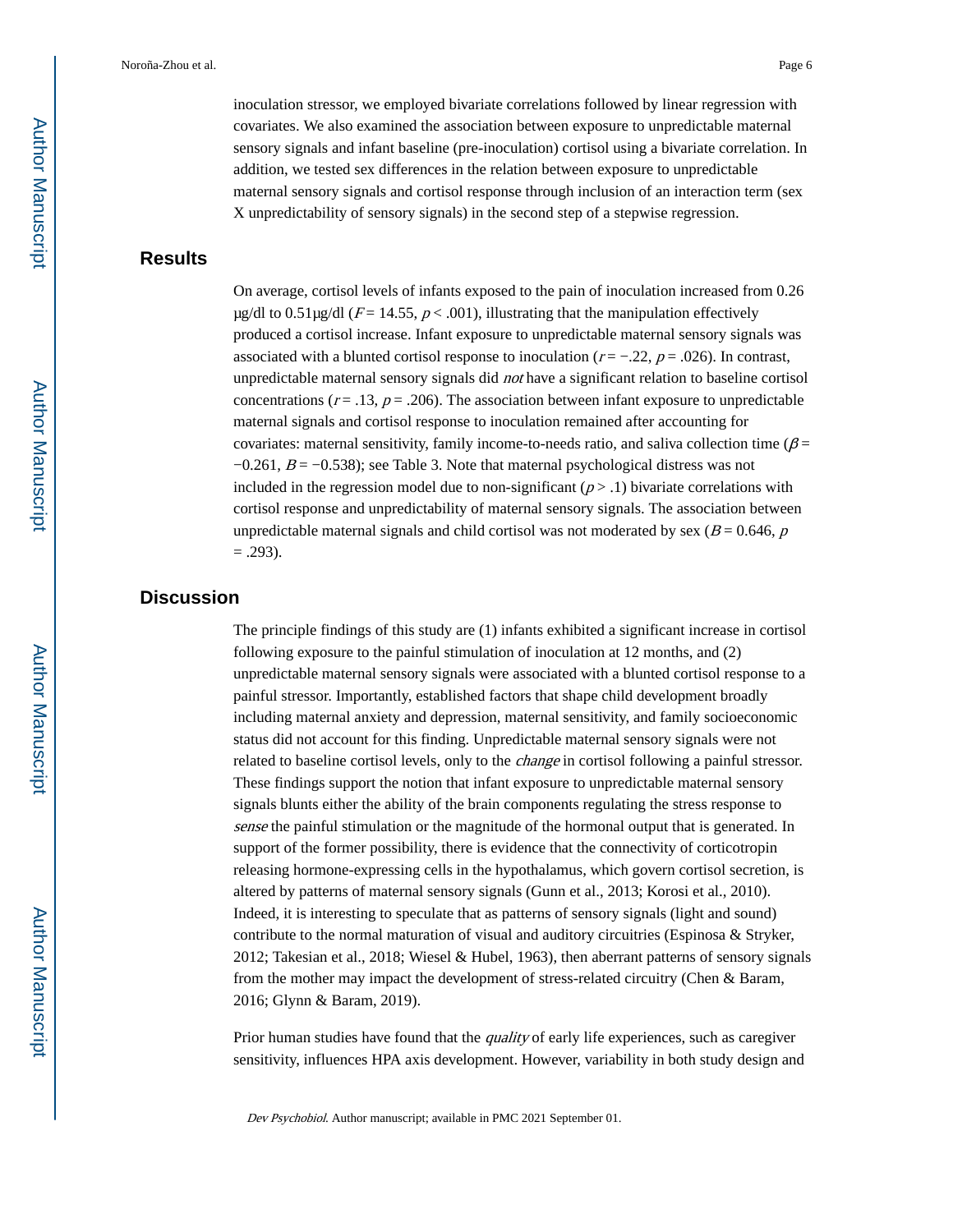inoculation stressor, we employed bivariate correlations followed by linear regression with covariates. We also examined the association between exposure to unpredictable maternal sensory signals and infant baseline (pre-inoculation) cortisol using a bivariate correlation. In addition, we tested sex differences in the relation between exposure to unpredictable maternal sensory signals and cortisol response through inclusion of an interaction term (sex X unpredictability of sensory signals) in the second step of a stepwise regression.

## Results

On average, cortisol levels of infants exposed to the pain of inoculation increased from 0.26 μg/dl to 0.51μg/dl ($F = 14.55$, $p < .001$), illustrating that the manipulation effectively produced a cortisol increase. Infant exposure to unpredictable maternal sensory signals was associated with a blunted cortisol response to inoculation ($r = -.22$, $p = .026$). In contrast, unpredictable maternal sensory signals did *not* have a significant relation to baseline cortisol concentrations ($r = .13$, $p = .206$). The association between infant exposure to unpredictable maternal signals and cortisol response to inoculation remained after accounting for covariates: maternal sensitivity, family income-to-needs ratio, and saliva collection time ($\beta = -0.261$, $B = -0.538$); see Table 3. Note that maternal psychological distress was not included in the regression model due to non-significant ($p > .1$) bivariate correlations with cortisol response and unpredictability of maternal sensory signals. The association between unpredictable maternal signals and child cortisol was not moderated by sex ($B = 0.646$, $p = .293$).

## Discussion

The principle findings of this study are (1) infants exhibited a significant increase in cortisol following exposure to the painful stimulation of inoculation at 12 months, and (2) unpredictable maternal sensory signals were associated with a blunted cortisol response to a painful stressor. Importantly, established factors that shape child development broadly including maternal anxiety and depression, maternal sensitivity, and family socioeconomic status did not account for this finding. Unpredictable maternal sensory signals were not related to baseline cortisol levels, only to the *change* in cortisol following a painful stressor. These findings support the notion that infant exposure to unpredictable maternal sensory signals blunts either the ability of the brain components regulating the stress response to *sense* the painful stimulation or the magnitude of the hormonal output that is generated. In support of the former possibility, there is evidence that the connectivity of corticotropin releasing hormone-expressing cells in the hypothalamus, which govern cortisol secretion, is altered by patterns of maternal sensory signals (Gunn et al., 2013; Korosi et al., 2010). Indeed, it is interesting to speculate that as patterns of sensory signals (light and sound) contribute to the normal maturation of visual and auditory circuitries (Espinosa & Stryker, 2012; Takesian et al., 2018; Wiesel & Hubel, 1963), then aberrant patterns of sensory signals from the mother may impact the development of stress-related circuitry (Chen & Baram, 2016; Glynn & Baram, 2019).

Prior human studies have found that the *quality* of early life experiences, such as caregiver sensitivity, influences HPA axis development. However, variability in both study design and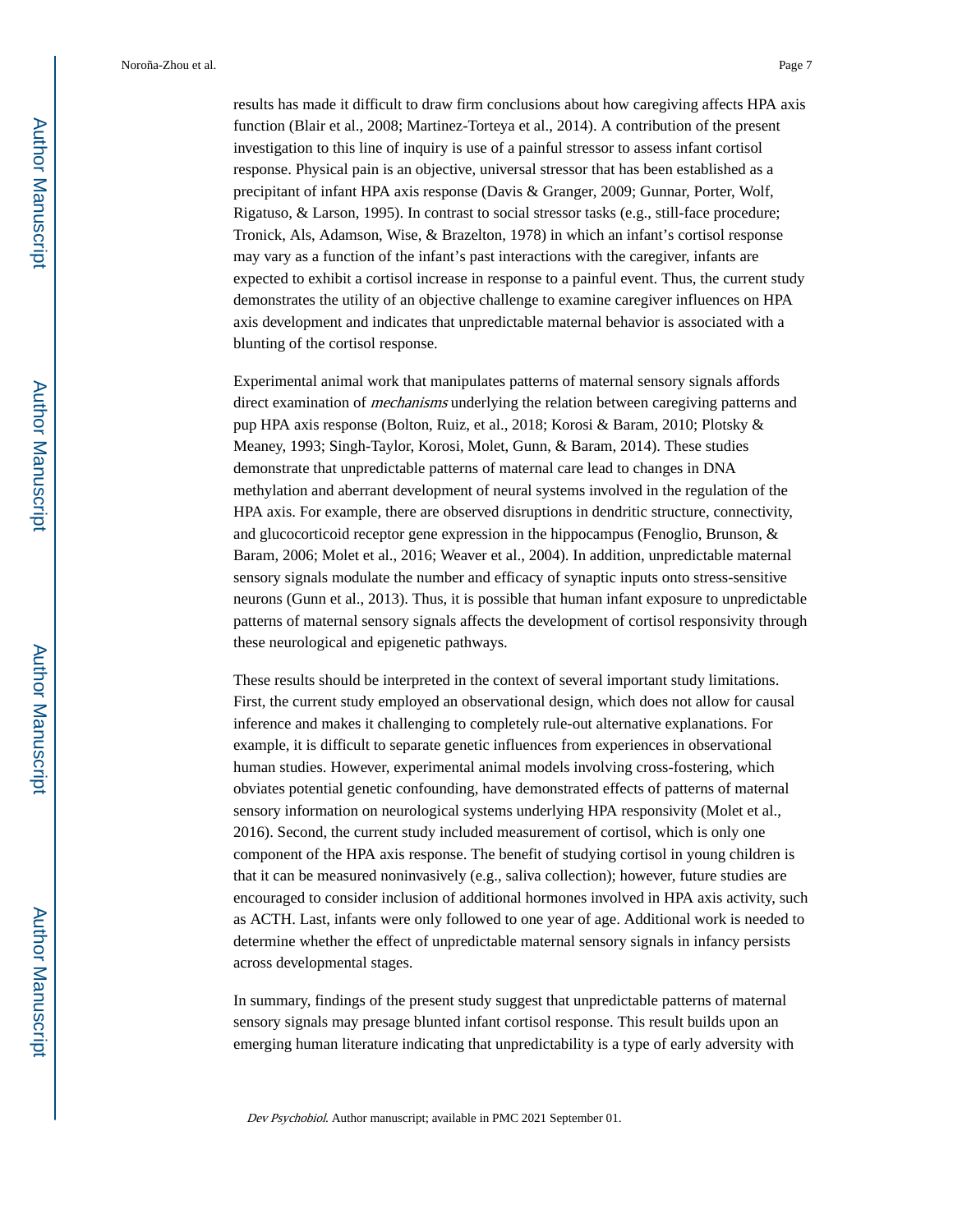results has made it difficult to draw firm conclusions about how caregiving affects HPA axis function (Blair et al., 2008; Martinez-Torteya et al., 2014). A contribution of the present investigation to this line of inquiry is use of a painful stressor to assess infant cortisol response. Physical pain is an objective, universal stressor that has been established as a precipitant of infant HPA axis response (Davis & Granger, 2009; Gunnar, Porter, Wolf, Rigatuso, & Larson, 1995). In contrast to social stressor tasks (e.g., still-face procedure; Tronick, Als, Adamson, Wise, & Brazelton, 1978) in which an infant's cortisol response may vary as a function of the infant's past interactions with the caregiver, infants are expected to exhibit a cortisol increase in response to a painful event. Thus, the current study demonstrates the utility of an objective challenge to examine caregiver influences on HPA axis development and indicates that unpredictable maternal behavior is associated with a blunting of the cortisol response.

Experimental animal work that manipulates patterns of maternal sensory signals affords direct examination of *mechanisms* underlying the relation between caregiving patterns and pup HPA axis response (Bolton, Ruiz, et al., 2018; Korosi & Baram, 2010; Plotsky & Meaney, 1993; Singh-Taylor, Korosi, Molet, Gunn, & Baram, 2014). These studies demonstrate that unpredictable patterns of maternal care lead to changes in DNA methylation and aberrant development of neural systems involved in the regulation of the HPA axis. For example, there are observed disruptions in dendritic structure, connectivity, and glucocorticoid receptor gene expression in the hippocampus (Fenoglio, Brunson, & Baram, 2006; Molet et al., 2016; Weaver et al., 2004). In addition, unpredictable maternal sensory signals modulate the number and efficacy of synaptic inputs onto stress-sensitive neurons (Gunn et al., 2013). Thus, it is possible that human infant exposure to unpredictable patterns of maternal sensory signals affects the development of cortisol responsivity through these neurological and epigenetic pathways.

These results should be interpreted in the context of several important study limitations. First, the current study employed an observational design, which does not allow for causal inference and makes it challenging to completely rule-out alternative explanations. For example, it is difficult to separate genetic influences from experiences in observational human studies. However, experimental animal models involving cross-fostering, which obviates potential genetic confounding, have demonstrated effects of patterns of maternal sensory information on neurological systems underlying HPA responsivity (Molet et al., 2016). Second, the current study included measurement of cortisol, which is only one component of the HPA axis response. The benefit of studying cortisol in young children is that it can be measured noninvasively (e.g., saliva collection); however, future studies are encouraged to consider inclusion of additional hormones involved in HPA axis activity, such as ACTH. Last, infants were only followed to one year of age. Additional work is needed to determine whether the effect of unpredictable maternal sensory signals in infancy persists across developmental stages.

In summary, findings of the present study suggest that unpredictable patterns of maternal sensory signals may presage blunted infant cortisol response. This result builds upon an emerging human literature indicating that unpredictability is a type of early adversity with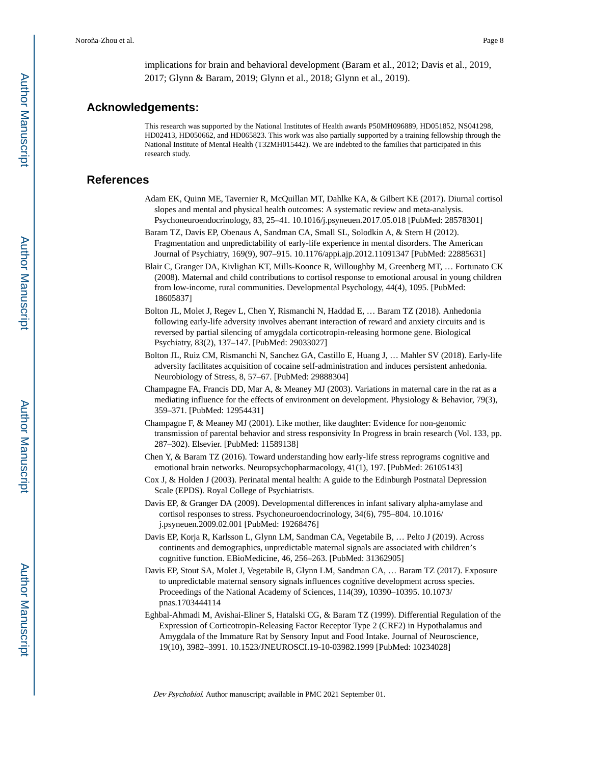implications for brain and behavioral development (Baram et al., 2012; Davis et al., 2019, 2017; Glynn & Baram, 2019; Glynn et al., 2018; Glynn et al., 2019).

## Acknowledgements:

This research was supported by the National Institutes of Health awards P50MH096889, HD051852, NS041298, HD02413, HD050662, and HD065823. This work was also partially supported by a training fellowship through the National Institute of Mental Health (T32MH015442). We are indebted to the families that participated in this research study.

## References

Adam EK, Quinn ME, Tavernier R, McQuillan MT, Dahlke KA, & Gilbert KE (2017). Diurnal cortisol slopes and mental and physical health outcomes: A systematic review and meta-analysis. Psychoneuroendocrinology, 83, 25–41. 10.1016/j.psyneuen.2017.05.018 [PubMed: 28578301]

Baram TZ, Davis EP, Obenaus A, Sandman CA, Small SL, Solodkin A, & Stern H (2012). Fragmentation and unpredictability of early-life experience in mental disorders. The American Journal of Psychiatry, 169(9), 907–915. 10.1176/appi.ajp.2012.11091347 [PubMed: 22885631]

Blair C, Granger DA, Kivlighan KT, Mills-Koonce R, Willoughby M, Greenberg MT, … Fortunato CK (2008). Maternal and child contributions to cortisol response to emotional arousal in young children from low-income, rural communities. Developmental Psychology, 44(4), 1095. [PubMed: 18605837]

Bolton JL, Molet J, Regev L, Chen Y, Rismanchi N, Haddad E, … Baram TZ (2018). Anhedonia following early-life adversity involves aberrant interaction of reward and anxiety circuits and is reversed by partial silencing of amygdala corticotropin-releasing hormone gene. Biological Psychiatry, 83(2), 137–147. [PubMed: 29033027]

Bolton JL, Ruiz CM, Rismanchi N, Sanchez GA, Castillo E, Huang J, … Mahler SV (2018). Early-life adversity facilitates acquisition of cocaine self-administration and induces persistent anhedonia. Neurobiology of Stress, 8, 57–67. [PubMed: 29888304]

Champagne FA, Francis DD, Mar A, & Meaney MJ (2003). Variations in maternal care in the rat as a mediating influence for the effects of environment on development. Physiology & Behavior, 79(3), 359–371. [PubMed: 12954431]

Champagne F, & Meaney MJ (2001). Like mother, like daughter: Evidence for non-genomic transmission of parental behavior and stress responsivity In Progress in brain research (Vol. 133, pp. 287–302). Elsevier. [PubMed: 11589138]

Chen Y, & Baram TZ (2016). Toward understanding how early-life stress reprograms cognitive and emotional brain networks. Neuropsychopharmacology, 41(1), 197. [PubMed: 26105143]

Cox J, & Holden J (2003). Perinatal mental health: A guide to the Edinburgh Postnatal Depression Scale (EPDS). Royal College of Psychiatrists.

Davis EP, & Granger DA (2009). Developmental differences in infant salivary alpha-amylase and cortisol responses to stress. Psychoneuroendocrinology, 34(6), 795–804. 10.1016/j.psyneuen.2009.02.001 [PubMed: 19268476]

Davis EP, Korja R, Karlsson L, Glynn LM, Sandman CA, Vegetabile B, … Pelto J (2019). Across continents and demographics, unpredictable maternal signals are associated with children's cognitive function. EBioMedicine, 46, 256–263. [PubMed: 31362905]

Davis EP, Stout SA, Molet J, Vegetabile B, Glynn LM, Sandman CA, … Baram TZ (2017). Exposure to unpredictable maternal sensory signals influences cognitive development across species. Proceedings of the National Academy of Sciences, 114(39), 10390–10395. 10.1073/pnas.1703444114

Eghbal-Ahmadi M, Avishai-Eliner S, Hatalski CG, & Baram TZ (1999). Differential Regulation of the Expression of Corticotropin-Releasing Factor Receptor Type 2 (CRF2) in Hypothalamus and Amygdala of the Immature Rat by Sensory Input and Food Intake. Journal of Neuroscience, 19(10), 3982–3991. 10.1523/JNEUROSCI.19-10-03982.1999 [PubMed: 10234028]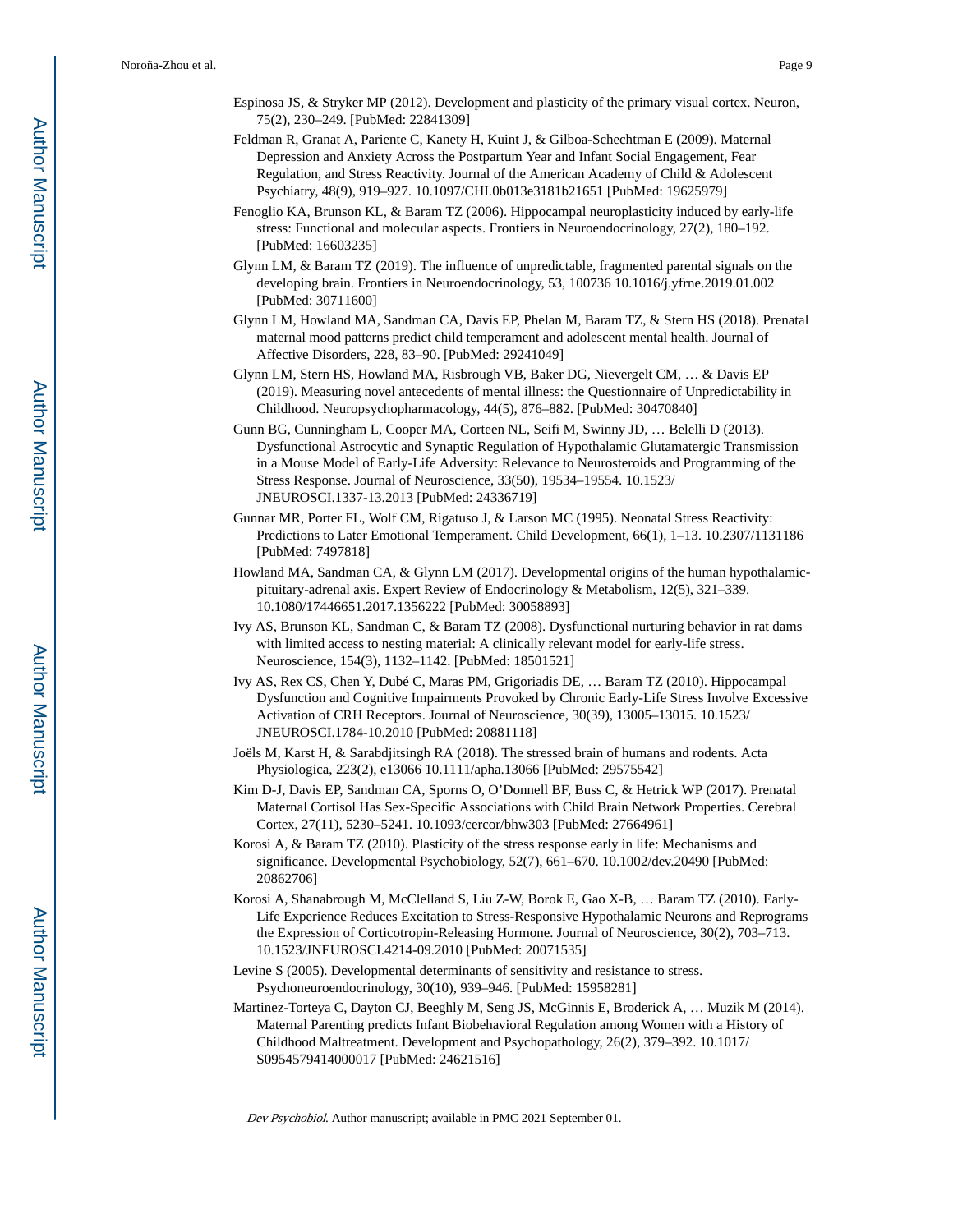Espinosa JS, & Stryker MP (2012). Development and plasticity of the primary visual cortex. Neuron, 75(2), 230–249. [PubMed: 22841309]

Feldman R, Granat A, Pariente C, Kanety H, Kuint J, & Gilboa-Schechtman E (2009). Maternal Depression and Anxiety Across the Postpartum Year and Infant Social Engagement, Fear Regulation, and Stress Reactivity. Journal of the American Academy of Child & Adolescent Psychiatry, 48(9), 919–927. 10.1097/CHI.0b013e3181b21651 [PubMed: 19625979]

Fenoglio KA, Brunson KL, & Baram TZ (2006). Hippocampal neuroplasticity induced by early-life stress: Functional and molecular aspects. Frontiers in Neuroendocrinology, 27(2), 180–192. [PubMed: 16603235]

Glynn LM, & Baram TZ (2019). The influence of unpredictable, fragmented parental signals on the developing brain. Frontiers in Neuroendocrinology, 53, 100736 10.1016/j.yfrne.2019.01.002 [PubMed: 30711600]

Glynn LM, Howland MA, Sandman CA, Davis EP, Phelan M, Baram TZ, & Stern HS (2018). Prenatal maternal mood patterns predict child temperament and adolescent mental health. Journal of Affective Disorders, 228, 83–90. [PubMed: 29241049]

Glynn LM, Stern HS, Howland MA, Risbrough VB, Baker DG, Nievergelt CM, … & Davis EP (2019). Measuring novel antecedents of mental illness: the Questionnaire of Unpredictability in Childhood. Neuropsychopharmacology, 44(5), 876–882. [PubMed: 30470840]

Gunn BG, Cunningham L, Cooper MA, Corteen NL, Seifi M, Swinny JD, … Belelli D (2013). Dysfunctional Astrocytic and Synaptic Regulation of Hypothalamic Glutamatergic Transmission in a Mouse Model of Early-Life Adversity: Relevance to Neurosteroids and Programming of the Stress Response. Journal of Neuroscience, 33(50), 19534–19554. 10.1523/JNEUROSCI.1337-13.2013 [PubMed: 24336719]

Gunnar MR, Porter FL, Wolf CM, Rigatuso J, & Larson MC (1995). Neonatal Stress Reactivity: Predictions to Later Emotional Temperament. Child Development, 66(1), 1–13. 10.2307/1131186 [PubMed: 7497818]

Howland MA, Sandman CA, & Glynn LM (2017). Developmental origins of the human hypothalamic-pituitary-adrenal axis. Expert Review of Endocrinology & Metabolism, 12(5), 321–339. 10.1080/17446651.2017.1356222 [PubMed: 30058893]

Ivy AS, Brunson KL, Sandman C, & Baram TZ (2008). Dysfunctional nurturing behavior in rat dams with limited access to nesting material: A clinically relevant model for early-life stress. Neuroscience, 154(3), 1132–1142. [PubMed: 18501521]

Ivy AS, Rex CS, Chen Y, Dubé C, Maras PM, Grigoriadis DE, … Baram TZ (2010). Hippocampal Dysfunction and Cognitive Impairments Provoked by Chronic Early-Life Stress Involve Excessive Activation of CRH Receptors. Journal of Neuroscience, 30(39), 13005–13015. 10.1523/JNEUROSCI.1784-10.2010 [PubMed: 20881118]

Joëls M, Karst H, & Sarabdjitsingh RA (2018). The stressed brain of humans and rodents. Acta Physiologica, 223(2), e13066 10.1111/apha.13066 [PubMed: 29575542]

Kim D-J, Davis EP, Sandman CA, Sporns O, O'Donnell BF, Buss C, & Hetrick WP (2017). Prenatal Maternal Cortisol Has Sex-Specific Associations with Child Brain Network Properties. Cerebral Cortex, 27(11), 5230–5241. 10.1093/cercor/bhw303 [PubMed: 27664961]

Korosi A, & Baram TZ (2010). Plasticity of the stress response early in life: Mechanisms and significance. Developmental Psychobiology, 52(7), 661–670. 10.1002/dev.20490 [PubMed: 20862706]

Korosi A, Shanabrough M, McClelland S, Liu Z-W, Borok E, Gao X-B, … Baram TZ (2010). Early-Life Experience Reduces Excitation to Stress-Responsive Hypothalamic Neurons and Reprograms the Expression of Corticotropin-Releasing Hormone. Journal of Neuroscience, 30(2), 703–713. 10.1523/JNEUROSCI.4214-09.2010 [PubMed: 20071535]

Levine S (2005). Developmental determinants of sensitivity and resistance to stress. Psychoneuroendocrinology, 30(10), 939–946. [PubMed: 15958281]

Martinez-Torteya C, Dayton CJ, Beeghly M, Seng JS, McGinnis E, Broderick A, … Muzik M (2014). Maternal Parenting predicts Infant Biobehavioral Regulation among Women with a History of Childhood Maltreatment. Development and Psychopathology, 26(2), 379–392. 10.1017/S0954579414000017 [PubMed: 24621516]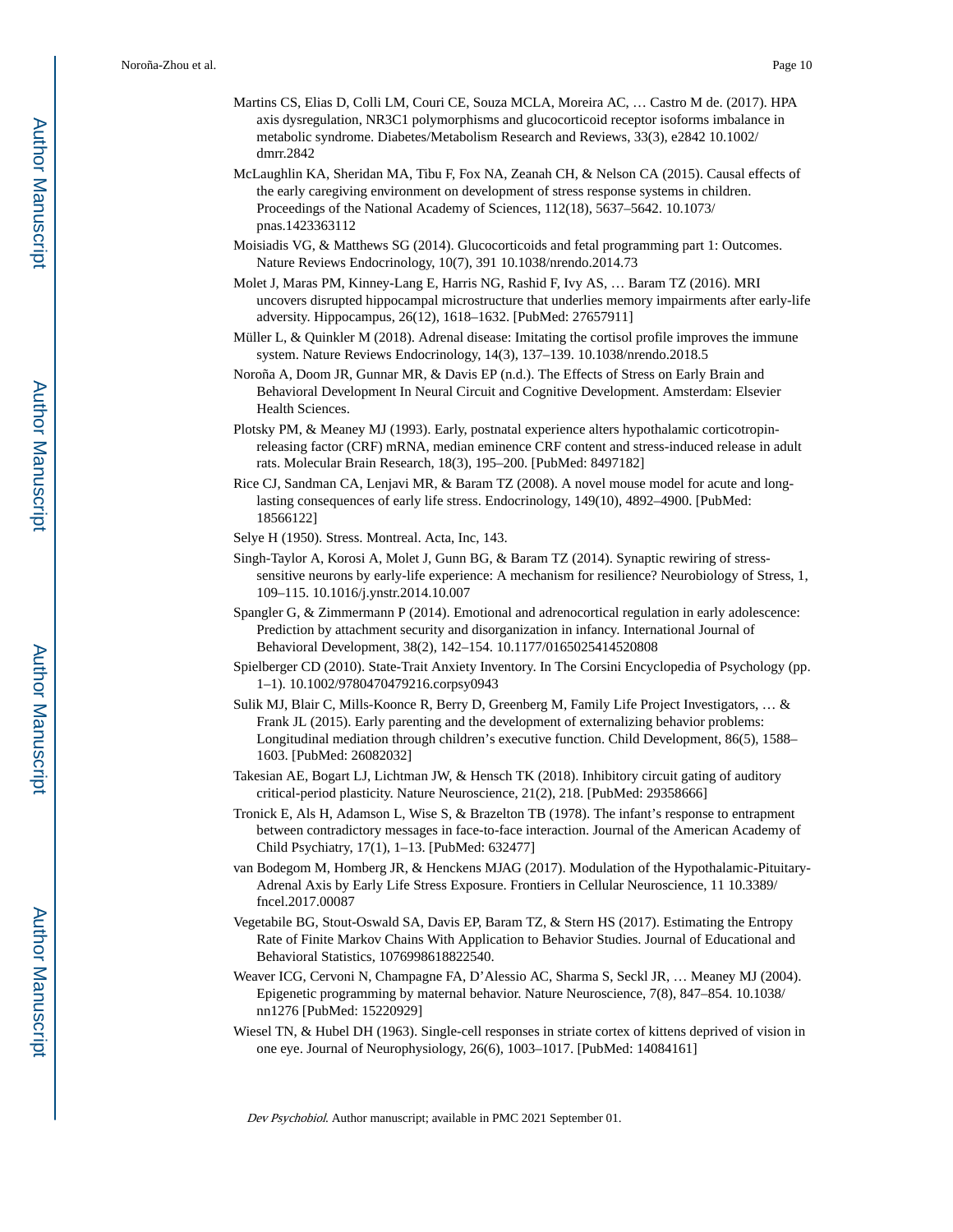Martins CS, Elias D, Colli LM, Couri CE, Souza MCLA, Moreira AC, … Castro M de. (2017). HPA axis dysregulation, NR3C1 polymorphisms and glucocorticoid receptor isoforms imbalance in metabolic syndrome. Diabetes/Metabolism Research and Reviews, 33(3), e2842 10.1002/dmrr.2842

McLaughlin KA, Sheridan MA, Tibu F, Fox NA, Zeanah CH, & Nelson CA (2015). Causal effects of the early caregiving environment on development of stress response systems in children. Proceedings of the National Academy of Sciences, 112(18), 5637–5642. 10.1073/pnas.1423363112

Moisiadis VG, & Matthews SG (2014). Glucocorticoids and fetal programming part 1: Outcomes. Nature Reviews Endocrinology, 10(7), 391 10.1038/nrendo.2014.73

Molet J, Maras PM, Kinney-Lang E, Harris NG, Rashid F, Ivy AS, … Baram TZ (2016). MRI uncovers disrupted hippocampal microstructure that underlies memory impairments after early-life adversity. Hippocampus, 26(12), 1618–1632. [PubMed: 27657911]

Müller L, & Quinkler M (2018). Adrenal disease: Imitating the cortisol profile improves the immune system. Nature Reviews Endocrinology, 14(3), 137–139. 10.1038/nrendo.2018.5

Noroña A, Doom JR, Gunnar MR, & Davis EP (n.d.). The Effects of Stress on Early Brain and Behavioral Development In Neural Circuit and Cognitive Development. Amsterdam: Elsevier Health Sciences.

Plotsky PM, & Meaney MJ (1993). Early, postnatal experience alters hypothalamic corticotropin-releasing factor (CRF) mRNA, median eminence CRF content and stress-induced release in adult rats. Molecular Brain Research, 18(3), 195–200. [PubMed: 8497182]

Rice CJ, Sandman CA, Lenjavi MR, & Baram TZ (2008). A novel mouse model for acute and long-lasting consequences of early life stress. Endocrinology, 149(10), 4892–4900. [PubMed: 18566122]

Selye H (1950). Stress. Montreal. Acta, Inc, 143.

Singh-Taylor A, Korosi A, Molet J, Gunn BG, & Baram TZ (2014). Synaptic rewiring of stress-sensitive neurons by early-life experience: A mechanism for resilience? Neurobiology of Stress, 1, 109–115. 10.1016/j.ynstr.2014.10.007

Spangler G, & Zimmermann P (2014). Emotional and adrenocortical regulation in early adolescence: Prediction by attachment security and disorganization in infancy. International Journal of Behavioral Development, 38(2), 142–154. 10.1177/0165025414520808

Spielberger CD (2010). State-Trait Anxiety Inventory. In The Corsini Encyclopedia of Psychology (pp. 1–1). 10.1002/9780470479216.corpsy0943

Sulik MJ, Blair C, Mills-Koonce R, Berry D, Greenberg M, Family Life Project Investigators, … & Frank JL (2015). Early parenting and the development of externalizing behavior problems: Longitudinal mediation through children's executive function. Child Development, 86(5), 1588–1603. [PubMed: 26082032]

Takesian AE, Bogart LJ, Lichtman JW, & Hensch TK (2018). Inhibitory circuit gating of auditory critical-period plasticity. Nature Neuroscience, 21(2), 218. [PubMed: 29358666]

Tronick E, Als H, Adamson L, Wise S, & Brazelton TB (1978). The infant's response to entrapment between contradictory messages in face-to-face interaction. Journal of the American Academy of Child Psychiatry, 17(1), 1–13. [PubMed: 632477]

van Bodegom M, Homberg JR, & Henckens MJAG (2017). Modulation of the Hypothalamic-Pituitary-Adrenal Axis by Early Life Stress Exposure. Frontiers in Cellular Neuroscience, 11 10.3389/fncel.2017.00087

Vegetabile BG, Stout-Oswald SA, Davis EP, Baram TZ, & Stern HS (2017). Estimating the Entropy Rate of Finite Markov Chains With Application to Behavior Studies. Journal of Educational and Behavioral Statistics, 1076998618822540.

Weaver ICG, Cervoni N, Champagne FA, D'Alessio AC, Sharma S, Seckl JR, … Meaney MJ (2004). Epigenetic programming by maternal behavior. Nature Neuroscience, 7(8), 847–854. 10.1038/nn1276 [PubMed: 15220929]

Wiesel TN, & Hubel DH (1963). Single-cell responses in striate cortex of kittens deprived of vision in one eye. Journal of Neurophysiology, 26(6), 1003–1017. [PubMed: 14084161]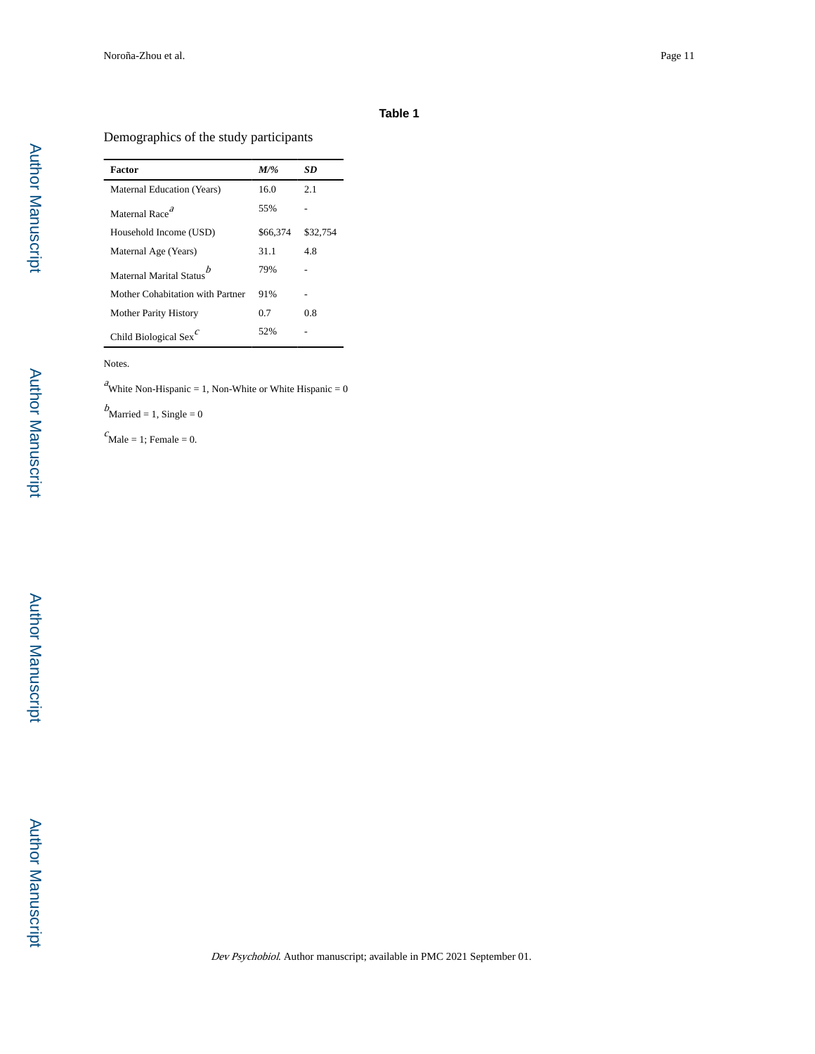**Table 1**

Demographics of the study participants

| Factor | *M/%* | *SD* |
|---|---|---|
| Maternal Education (Years) | 16.0 | 2.1 |
| Maternal Race[a] | 55% | - |
| Household Income (USD) | $66,374 | $32,754 |
| Maternal Age (Years) | 31.1 | 4.8 |
| Maternal Marital Status[b] | 79% | - |
| Mother Cohabitation with Partner | 91% | - |
| Mother Parity History | 0.7 | 0.8 |
| Child Biological Sex[c] | 52% | - |

Notes.

[a]White Non-Hispanic = 1, Non-White or White Hispanic = 0

[b]Married = 1, Single = 0

[c]Male = 1; Female = 0.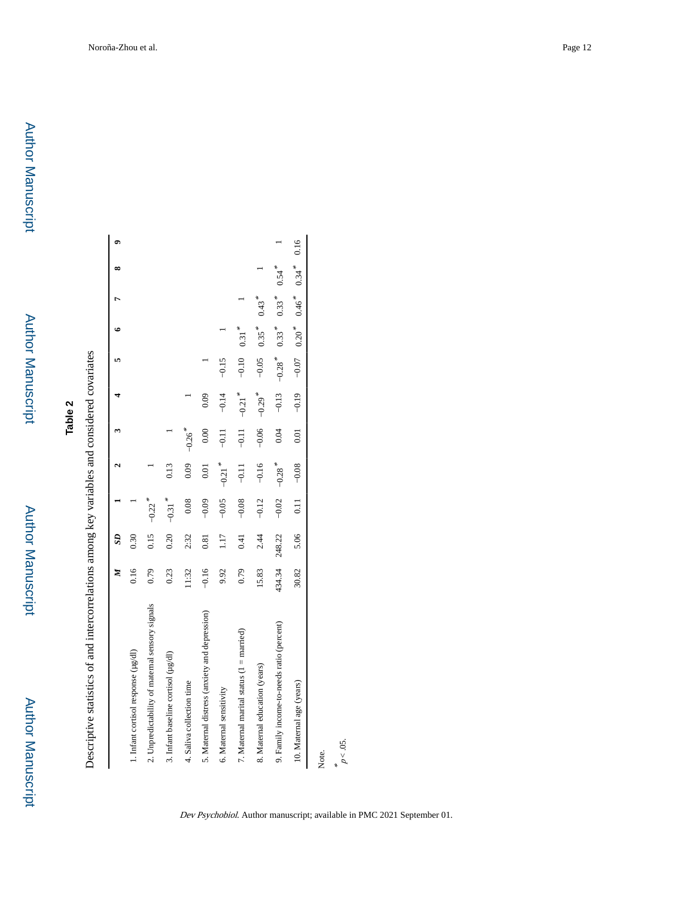**Table 2**

Descriptive statistics of and intercorrelations among key variables and considered covariates

| | *M* | *SD* | 1 | 2 | 3 | 4 | 5 | 6 | 7 | 8 | 9 |
|---|---|---|---|---|---|---|---|---|---|---|---|
| 1. Infant cortisol response (μg/dl) | 0.16 | 0.30 | 1 | | | | | | | | |
| 2. Unpredictability of maternal sensory signals | 0.79 | 0.15 | −0.22* | 1 | | | | | | | |
| 3. Infant baseline cortisol (μg/dl) | 0.23 | 0.20 | −0.31* | 0.13 | 1 | | | | | | |
| 4. Saliva collection time | 11:32 | 2.32 | 0.08 | 0.09 | −0.26* | 1 | | | | | |
| 5. Maternal distress (anxiety and depression) | −0.16 | 0.81 | −0.09 | 0.01 | 0.00 | 0.09 | 1 | | | | |
| 6. Maternal sensitivity | 9.92 | 1.17 | −0.05 | −0.21* | −0.11 | −0.14 | −0.15 | 1 | | | |
| 7. Maternal marital status (1 = married) | 0.79 | 0.41 | −0.08 | −0.11 | −0.11 | −0.21* | −0.10 | 0.31* | 1 | | |
| 8. Maternal education (years) | 15.83 | 2.44 | −0.12 | −0.16 | −0.06 | −0.29* | −0.05 | 0.35* | 0.43* | 1 | |
| 9. Family income-to-needs ratio (percent) | 434.34 | 248.22 | −0.02 | −0.28* | 0.04 | −0.13 | −0.28* | 0.33* | 0.33* | 0.54* | 1 |
| 10. Maternal age (years) | 30.82 | 5.06 | 0.11 | −0.08 | 0.01 | −0.19 | −0.07 | 0.20* | 0.46* | 0.34* | 0.16 |

Note.

\* $p < .05$.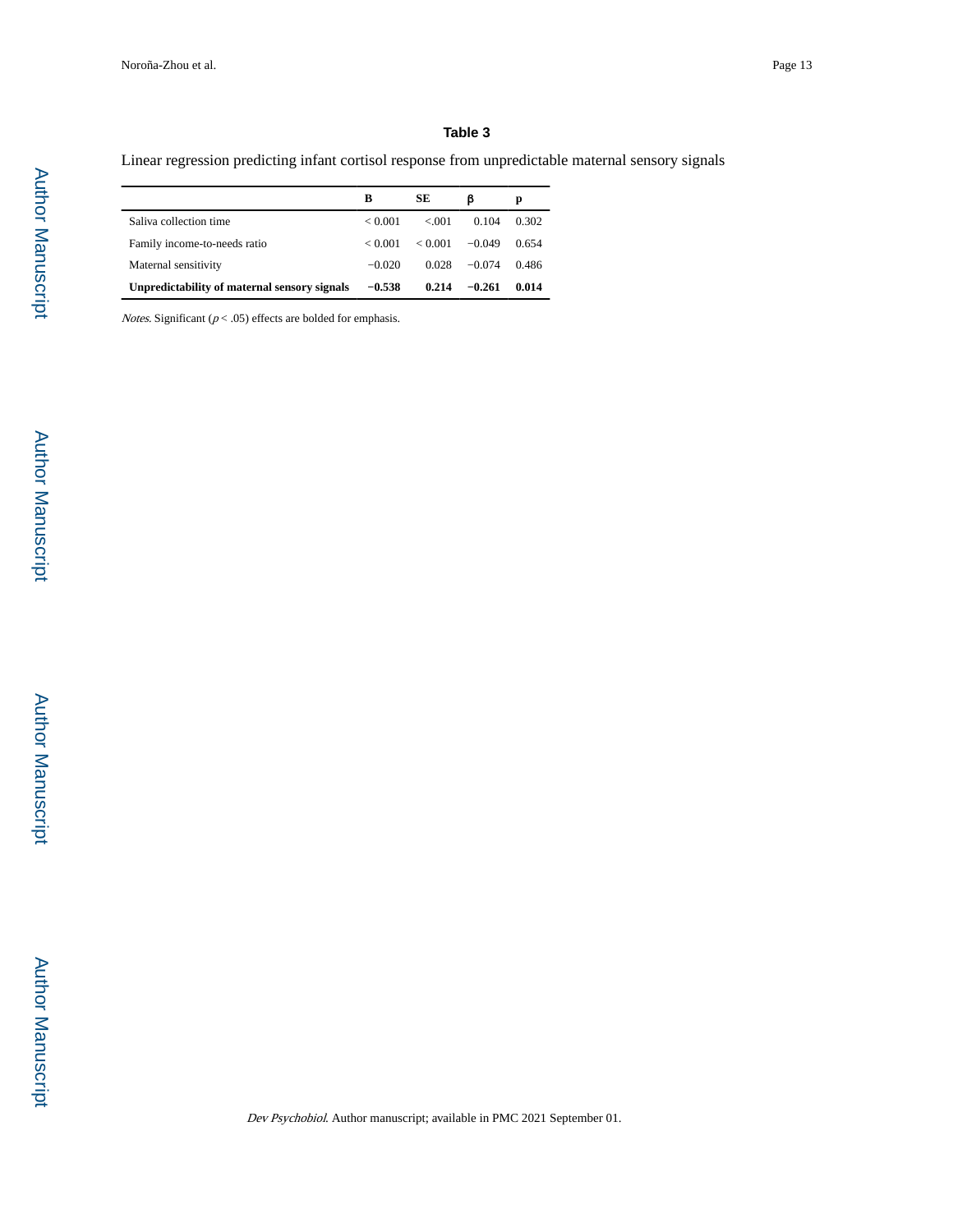## Table 3

Linear regression predicting infant cortisol response from unpredictable maternal sensory signals

| | B | SE | β | p |
|---|---|---|---|---|
| Saliva collection time | < 0.001 | <.001 | 0.104 | 0.302 |
| Family income-to-needs ratio | < 0.001 | < 0.001 | −0.049 | 0.654 |
| Maternal sensitivity | −0.020 | 0.028 | −0.074 | 0.486 |
| **Unpredictability of maternal sensory signals** | **−0.538** | **0.214** | **−0.261** | **0.014** |

*Notes*. Significant ($p < .05$) effects are bolded for emphasis.